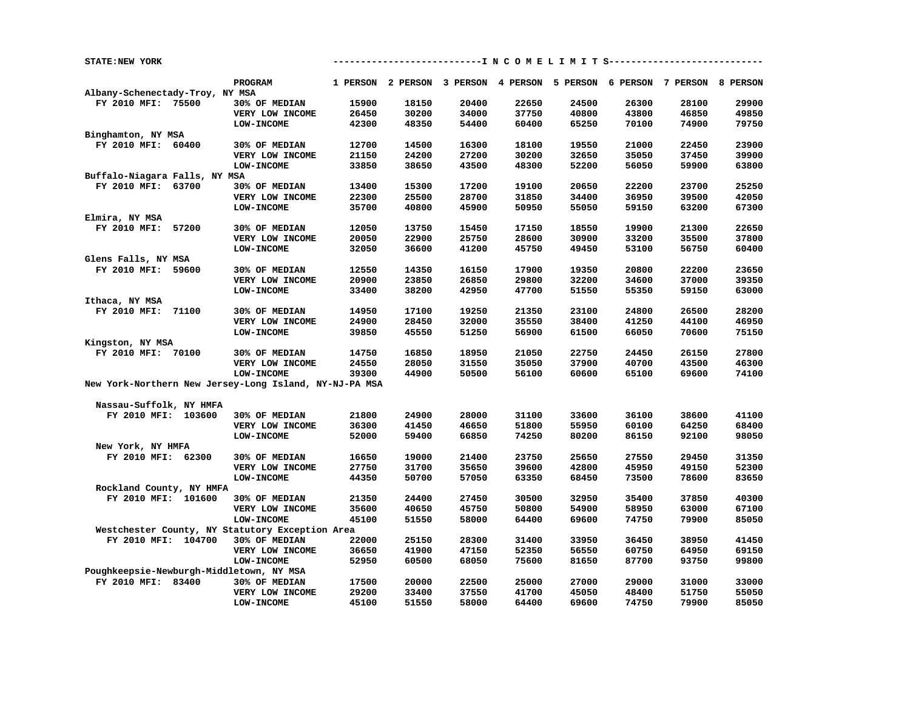STATE:NEW YORK

| | PROGRAM | 1 PERSON | 2 PERSON | 3 PERSON | 4 PERSON | 5 PERSON | 6 PERSON | 7 PERSON | 8 PERSON |
|---|---|---|---|---|---|---|---|---|---|
| **Albany-Schenectady-Troy, NY MSA** | | | | | | | | | |
| FY 2010 MFI: 75500 | 30% OF MEDIAN | 15900 | 18150 | 20400 | 22650 | 24500 | 26300 | 28100 | 29900 |
| | VERY LOW INCOME | 26450 | 30200 | 34000 | 37750 | 40800 | 43800 | 46850 | 49850 |
| | LOW-INCOME | 42300 | 48350 | 54400 | 60400 | 65250 | 70100 | 74900 | 79750 |
| **Binghamton, NY MSA** | | | | | | | | | |
| FY 2010 MFI: 60400 | 30% OF MEDIAN | 12700 | 14500 | 16300 | 18100 | 19550 | 21000 | 22450 | 23900 |
| | VERY LOW INCOME | 21150 | 24200 | 27200 | 30200 | 32650 | 35050 | 37450 | 39900 |
| | LOW-INCOME | 33850 | 38650 | 43500 | 48300 | 52200 | 56050 | 59900 | 63800 |
| **Buffalo-Niagara Falls, NY MSA** | | | | | | | | | |
| FY 2010 MFI: 63700 | 30% OF MEDIAN | 13400 | 15300 | 17200 | 19100 | 20650 | 22200 | 23700 | 25250 |
| | VERY LOW INCOME | 22300 | 25500 | 28700 | 31850 | 34400 | 36950 | 39500 | 42050 |
| | LOW-INCOME | 35700 | 40800 | 45900 | 50950 | 55050 | 59150 | 63200 | 67300 |
| **Elmira, NY MSA** | | | | | | | | | |
| FY 2010 MFI: 57200 | 30% OF MEDIAN | 12050 | 13750 | 15450 | 17150 | 18550 | 19900 | 21300 | 22650 |
| | VERY LOW INCOME | 20050 | 22900 | 25750 | 28600 | 30900 | 33200 | 35500 | 37800 |
| | LOW-INCOME | 32050 | 36600 | 41200 | 45750 | 49450 | 53100 | 56750 | 60400 |
| **Glens Falls, NY MSA** | | | | | | | | | |
| FY 2010 MFI: 59600 | 30% OF MEDIAN | 12550 | 14350 | 16150 | 17900 | 19350 | 20800 | 22200 | 23650 |
| | VERY LOW INCOME | 20900 | 23850 | 26850 | 29800 | 32200 | 34600 | 37000 | 39350 |
| | LOW-INCOME | 33400 | 38200 | 42950 | 47700 | 51550 | 55350 | 59150 | 63000 |
| **Ithaca, NY MSA** | | | | | | | | | |
| FY 2010 MFI: 71100 | 30% OF MEDIAN | 14950 | 17100 | 19250 | 21350 | 23100 | 24800 | 26500 | 28200 |
| | VERY LOW INCOME | 24900 | 28450 | 32000 | 35550 | 38400 | 41250 | 44100 | 46950 |
| | LOW-INCOME | 39850 | 45550 | 51250 | 56900 | 61500 | 66050 | 70600 | 75150 |
| **Kingston, NY MSA** | | | | | | | | | |
| FY 2010 MFI: 70100 | 30% OF MEDIAN | 14750 | 16850 | 18950 | 21050 | 22750 | 24450 | 26150 | 27800 |
| | VERY LOW INCOME | 24550 | 28050 | 31550 | 35050 | 37900 | 40700 | 43500 | 46300 |
| | LOW-INCOME | 39300 | 44900 | 50500 | 56100 | 60600 | 65100 | 69600 | 74100 |
| **New York-Northern New Jersey-Long Island, NY-NJ-PA MSA** | | | | | | | | | |
| **Nassau-Suffolk, NY HMFA** | | | | | | | | | |
| FY 2010 MFI: 103600 | 30% OF MEDIAN | 21800 | 24900 | 28000 | 31100 | 33600 | 36100 | 38600 | 41100 |
| | VERY LOW INCOME | 36300 | 41450 | 46650 | 51800 | 55950 | 60100 | 64250 | 68400 |
| | LOW-INCOME | 52000 | 59400 | 66850 | 74250 | 80200 | 86150 | 92100 | 98050 |
| **New York, NY HMFA** | | | | | | | | | |
| FY 2010 MFI: 62300 | 30% OF MEDIAN | 16650 | 19000 | 21400 | 23750 | 25650 | 27550 | 29450 | 31350 |
| | VERY LOW INCOME | 27750 | 31700 | 35650 | 39600 | 42800 | 45950 | 49150 | 52300 |
| | LOW-INCOME | 44350 | 50700 | 57050 | 63350 | 68450 | 73500 | 78600 | 83650 |
| **Rockland County, NY HMFA** | | | | | | | | | |
| FY 2010 MFI: 101600 | 30% OF MEDIAN | 21350 | 24400 | 27450 | 30500 | 32950 | 35400 | 37850 | 40300 |
| | VERY LOW INCOME | 35600 | 40650 | 45750 | 50800 | 54900 | 58950 | 63000 | 67100 |
| | LOW-INCOME | 45100 | 51550 | 58000 | 64400 | 69600 | 74750 | 79900 | 85050 |
| **Westchester County, NY Statutory Exception Area** | | | | | | | | | |
| FY 2010 MFI: 104700 | 30% OF MEDIAN | 22000 | 25150 | 28300 | 31400 | 33950 | 36450 | 38950 | 41450 |
| | VERY LOW INCOME | 36650 | 41900 | 47150 | 52350 | 56550 | 60750 | 64950 | 69150 |
| | LOW-INCOME | 52950 | 60500 | 68050 | 75600 | 81650 | 87700 | 93750 | 99800 |
| **Poughkeepsie-Newburgh-Middletown, NY MSA** | | | | | | | | | |
| FY 2010 MFI: 83400 | 30% OF MEDIAN | 17500 | 20000 | 22500 | 25000 | 27000 | 29000 | 31000 | 33000 |
| | VERY LOW INCOME | 29200 | 33400 | 37550 | 41700 | 45050 | 48400 | 51750 | 55050 |
| | LOW-INCOME | 45100 | 51550 | 58000 | 64400 | 69600 | 74750 | 79900 | 85050 |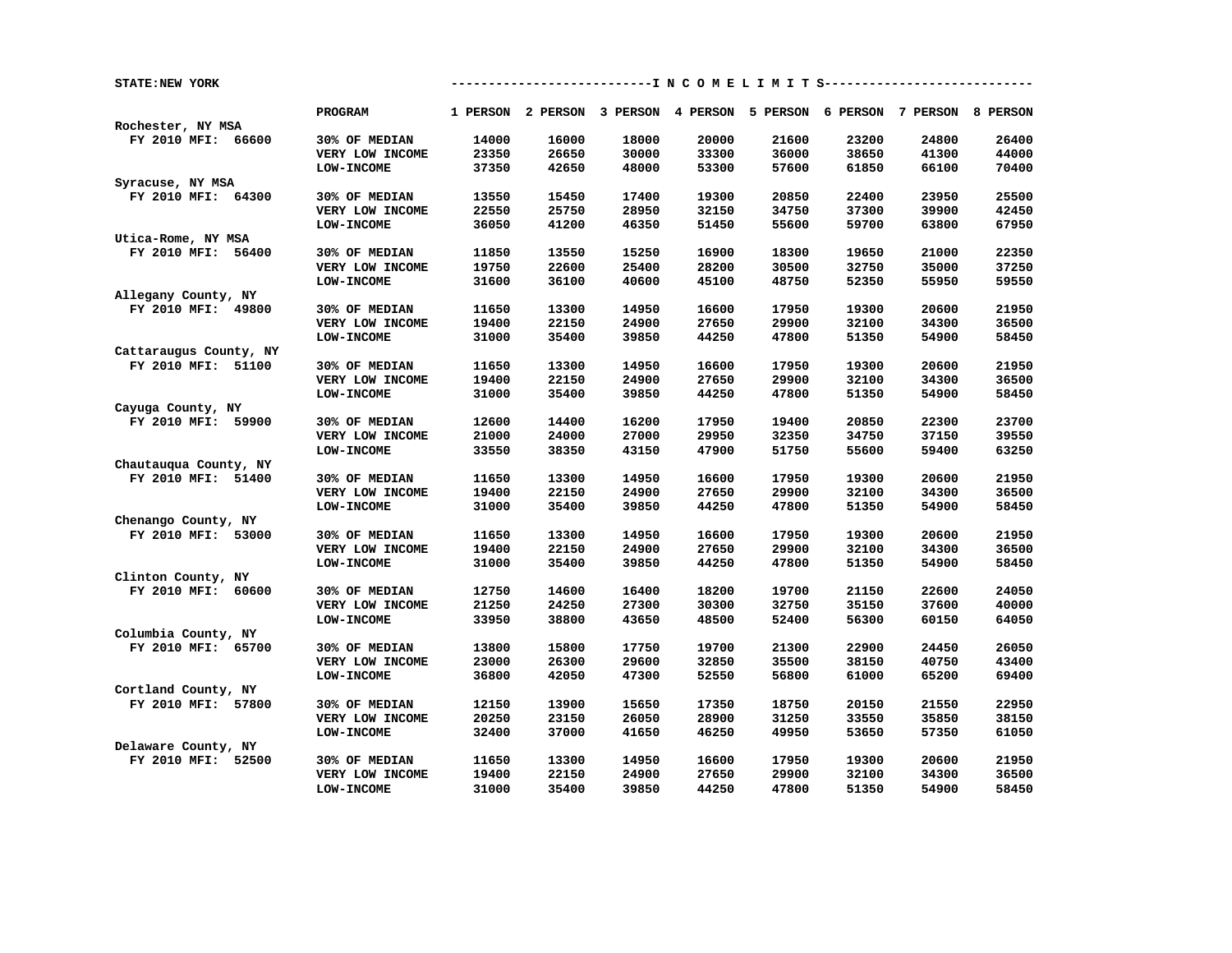STATE:NEW YORK

| | PROGRAM | 1 PERSON | 2 PERSON | 3 PERSON | 4 PERSON | 5 PERSON | 6 PERSON | 7 PERSON | 8 PERSON |
|---|---|---|---|---|---|---|---|---|---|
| **Rochester, NY MSA** | | | | | | | | | |
| FY 2010 MFI: 66600 | 30% OF MEDIAN | 14000 | 16000 | 18000 | 20000 | 21600 | 23200 | 24800 | 26400 |
| | VERY LOW INCOME | 23350 | 26650 | 30000 | 33300 | 36000 | 38650 | 41300 | 44000 |
| | LOW-INCOME | 37350 | 42650 | 48000 | 53300 | 57600 | 61850 | 66100 | 70400 |
| **Syracuse, NY MSA** | | | | | | | | | |
| FY 2010 MFI: 64300 | 30% OF MEDIAN | 13550 | 15450 | 17400 | 19300 | 20850 | 22400 | 23950 | 25500 |
| | VERY LOW INCOME | 22550 | 25750 | 28950 | 32150 | 34750 | 37300 | 39900 | 42450 |
| | LOW-INCOME | 36050 | 41200 | 46350 | 51450 | 55600 | 59700 | 63800 | 67950 |
| **Utica-Rome, NY MSA** | | | | | | | | | |
| FY 2010 MFI: 56400 | 30% OF MEDIAN | 11850 | 13550 | 15250 | 16900 | 18300 | 19650 | 21000 | 22350 |
| | VERY LOW INCOME | 19750 | 22600 | 25400 | 28200 | 30500 | 32750 | 35000 | 37250 |
| | LOW-INCOME | 31600 | 36100 | 40600 | 45100 | 48750 | 52350 | 55950 | 59550 |
| **Allegany County, NY** | | | | | | | | | |
| FY 2010 MFI: 49800 | 30% OF MEDIAN | 11650 | 13300 | 14950 | 16600 | 17950 | 19300 | 20600 | 21950 |
| | VERY LOW INCOME | 19400 | 22150 | 24900 | 27650 | 29900 | 32100 | 34300 | 36500 |
| | LOW-INCOME | 31000 | 35400 | 39850 | 44250 | 47800 | 51350 | 54900 | 58450 |
| **Cattaraugus County, NY** | | | | | | | | | |
| FY 2010 MFI: 51100 | 30% OF MEDIAN | 11650 | 13300 | 14950 | 16600 | 17950 | 19300 | 20600 | 21950 |
| | VERY LOW INCOME | 19400 | 22150 | 24900 | 27650 | 29900 | 32100 | 34300 | 36500 |
| | LOW-INCOME | 31000 | 35400 | 39850 | 44250 | 47800 | 51350 | 54900 | 58450 |
| **Cayuga County, NY** | | | | | | | | | |
| FY 2010 MFI: 59900 | 30% OF MEDIAN | 12600 | 14400 | 16200 | 17950 | 19400 | 20850 | 22300 | 23700 |
| | VERY LOW INCOME | 21000 | 24000 | 27000 | 29950 | 32350 | 34750 | 37150 | 39550 |
| | LOW-INCOME | 33550 | 38350 | 43150 | 47900 | 51750 | 55600 | 59400 | 63250 |
| **Chautauqua County, NY** | | | | | | | | | |
| FY 2010 MFI: 51400 | 30% OF MEDIAN | 11650 | 13300 | 14950 | 16600 | 17950 | 19300 | 20600 | 21950 |
| | VERY LOW INCOME | 19400 | 22150 | 24900 | 27650 | 29900 | 32100 | 34300 | 36500 |
| | LOW-INCOME | 31000 | 35400 | 39850 | 44250 | 47800 | 51350 | 54900 | 58450 |
| **Chenango County, NY** | | | | | | | | | |
| FY 2010 MFI: 53000 | 30% OF MEDIAN | 11650 | 13300 | 14950 | 16600 | 17950 | 19300 | 20600 | 21950 |
| | VERY LOW INCOME | 19400 | 22150 | 24900 | 27650 | 29900 | 32100 | 34300 | 36500 |
| | LOW-INCOME | 31000 | 35400 | 39850 | 44250 | 47800 | 51350 | 54900 | 58450 |
| **Clinton County, NY** | | | | | | | | | |
| FY 2010 MFI: 60600 | 30% OF MEDIAN | 12750 | 14600 | 16400 | 18200 | 19700 | 21150 | 22600 | 24050 |
| | VERY LOW INCOME | 21250 | 24250 | 27300 | 30300 | 32750 | 35150 | 37600 | 40000 |
| | LOW-INCOME | 33950 | 38800 | 43650 | 48500 | 52400 | 56300 | 60150 | 64050 |
| **Columbia County, NY** | | | | | | | | | |
| FY 2010 MFI: 65700 | 30% OF MEDIAN | 13800 | 15800 | 17750 | 19700 | 21300 | 22900 | 24450 | 26050 |
| | VERY LOW INCOME | 23000 | 26300 | 29600 | 32850 | 35500 | 38150 | 40750 | 43400 |
| | LOW-INCOME | 36800 | 42050 | 47300 | 52550 | 56800 | 61000 | 65200 | 69400 |
| **Cortland County, NY** | | | | | | | | | |
| FY 2010 MFI: 57800 | 30% OF MEDIAN | 12150 | 13900 | 15650 | 17350 | 18750 | 20150 | 21550 | 22950 |
| | VERY LOW INCOME | 20250 | 23150 | 26050 | 28900 | 31250 | 33550 | 35850 | 38150 |
| | LOW-INCOME | 32400 | 37000 | 41650 | 46250 | 49950 | 53650 | 57350 | 61050 |
| **Delaware County, NY** | | | | | | | | | |
| FY 2010 MFI: 52500 | 30% OF MEDIAN | 11650 | 13300 | 14950 | 16600 | 17950 | 19300 | 20600 | 21950 |
| | VERY LOW INCOME | 19400 | 22150 | 24900 | 27650 | 29900 | 32100 | 34300 | 36500 |
| | LOW-INCOME | 31000 | 35400 | 39850 | 44250 | 47800 | 51350 | 54900 | 58450 |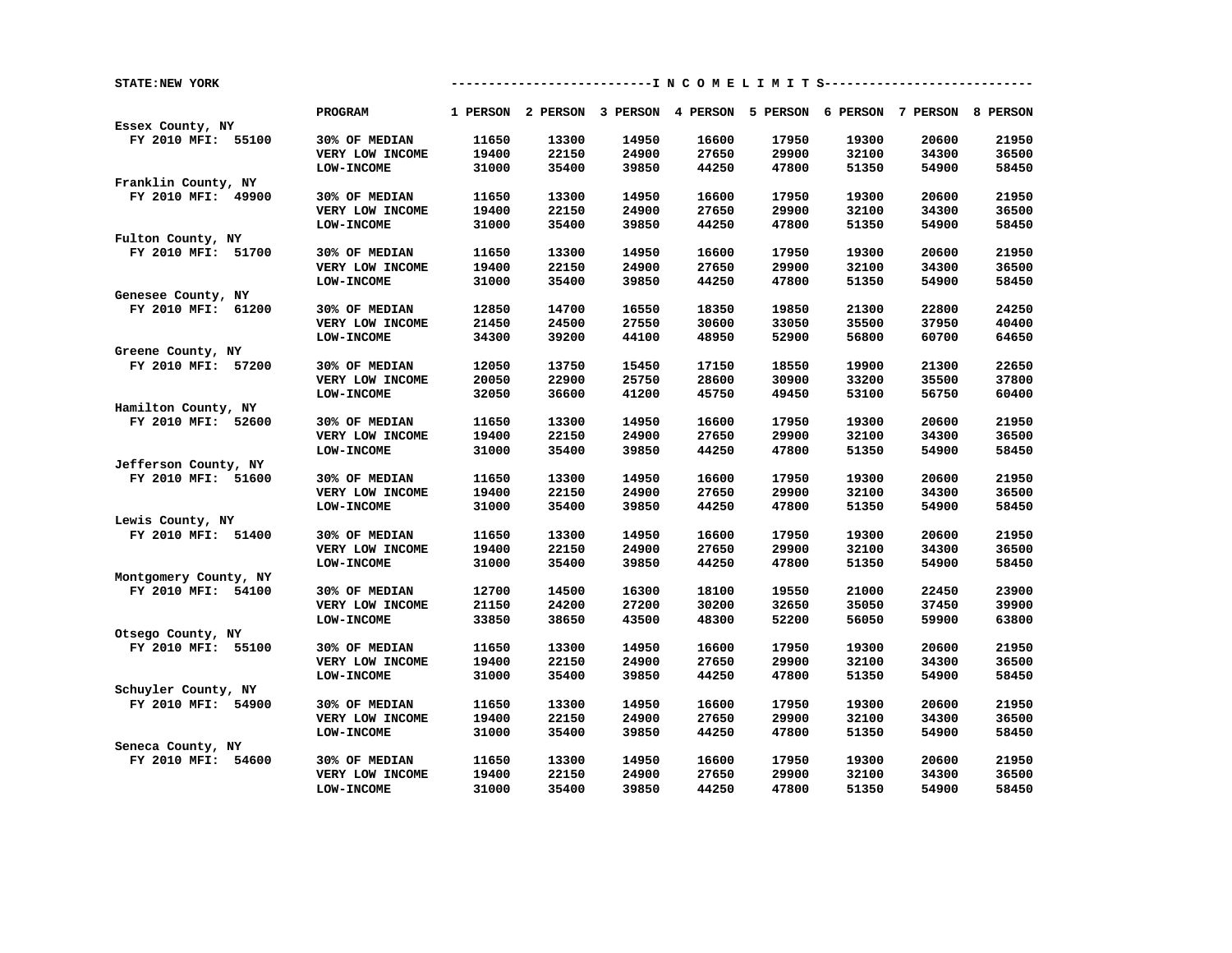STATE:NEW YORK

| | PROGRAM | 1 PERSON | 2 PERSON | 3 PERSON | 4 PERSON | 5 PERSON | 6 PERSON | 7 PERSON | 8 PERSON |
|---|---|---|---|---|---|---|---|---|---|
| | | | | | INCOME LIMITS | | | | |
| Essex County, NY | | | | | | | | | |
| FY 2010 MFI: 55100 | 30% OF MEDIAN | 11650 | 13300 | 14950 | 16600 | 17950 | 19300 | 20600 | 21950 |
| | VERY LOW INCOME | 19400 | 22150 | 24900 | 27650 | 29900 | 32100 | 34300 | 36500 |
| | LOW-INCOME | 31000 | 35400 | 39850 | 44250 | 47800 | 51350 | 54900 | 58450 |
| Franklin County, NY | | | | | | | | | |
| FY 2010 MFI: 49900 | 30% OF MEDIAN | 11650 | 13300 | 14950 | 16600 | 17950 | 19300 | 20600 | 21950 |
| | VERY LOW INCOME | 19400 | 22150 | 24900 | 27650 | 29900 | 32100 | 34300 | 36500 |
| | LOW-INCOME | 31000 | 35400 | 39850 | 44250 | 47800 | 51350 | 54900 | 58450 |
| Fulton County, NY | | | | | | | | | |
| FY 2010 MFI: 51700 | 30% OF MEDIAN | 11650 | 13300 | 14950 | 16600 | 17950 | 19300 | 20600 | 21950 |
| | VERY LOW INCOME | 19400 | 22150 | 24900 | 27650 | 29900 | 32100 | 34300 | 36500 |
| | LOW-INCOME | 31000 | 35400 | 39850 | 44250 | 47800 | 51350 | 54900 | 58450 |
| Genesee County, NY | | | | | | | | | |
| FY 2010 MFI: 61200 | 30% OF MEDIAN | 12850 | 14700 | 16550 | 18350 | 19850 | 21300 | 22800 | 24250 |
| | VERY LOW INCOME | 21450 | 24500 | 27550 | 30600 | 33050 | 35500 | 37950 | 40400 |
| | LOW-INCOME | 34300 | 39200 | 44100 | 48950 | 52900 | 56800 | 60700 | 64650 |
| Greene County, NY | | | | | | | | | |
| FY 2010 MFI: 57200 | 30% OF MEDIAN | 12050 | 13750 | 15450 | 17150 | 18550 | 19900 | 21300 | 22650 |
| | VERY LOW INCOME | 20050 | 22900 | 25750 | 28600 | 30900 | 33200 | 35500 | 37800 |
| | LOW-INCOME | 32050 | 36600 | 41200 | 45750 | 49450 | 53100 | 56750 | 60400 |
| Hamilton County, NY | | | | | | | | | |
| FY 2010 MFI: 52600 | 30% OF MEDIAN | 11650 | 13300 | 14950 | 16600 | 17950 | 19300 | 20600 | 21950 |
| | VERY LOW INCOME | 19400 | 22150 | 24900 | 27650 | 29900 | 32100 | 34300 | 36500 |
| | LOW-INCOME | 31000 | 35400 | 39850 | 44250 | 47800 | 51350 | 54900 | 58450 |
| Jefferson County, NY | | | | | | | | | |
| FY 2010 MFI: 51600 | 30% OF MEDIAN | 11650 | 13300 | 14950 | 16600 | 17950 | 19300 | 20600 | 21950 |
| | VERY LOW INCOME | 19400 | 22150 | 24900 | 27650 | 29900 | 32100 | 34300 | 36500 |
| | LOW-INCOME | 31000 | 35400 | 39850 | 44250 | 47800 | 51350 | 54900 | 58450 |
| Lewis County, NY | | | | | | | | | |
| FY 2010 MFI: 51400 | 30% OF MEDIAN | 11650 | 13300 | 14950 | 16600 | 17950 | 19300 | 20600 | 21950 |
| | VERY LOW INCOME | 19400 | 22150 | 24900 | 27650 | 29900 | 32100 | 34300 | 36500 |
| | LOW-INCOME | 31000 | 35400 | 39850 | 44250 | 47800 | 51350 | 54900 | 58450 |
| Montgomery County, NY | | | | | | | | | |
| FY 2010 MFI: 54100 | 30% OF MEDIAN | 12700 | 14500 | 16300 | 18100 | 19550 | 21000 | 22450 | 23900 |
| | VERY LOW INCOME | 21150 | 24200 | 27200 | 30200 | 32650 | 35050 | 37450 | 39900 |
| | LOW-INCOME | 33850 | 38650 | 43500 | 48300 | 52200 | 56050 | 59900 | 63800 |
| Otsego County, NY | | | | | | | | | |
| FY 2010 MFI: 55100 | 30% OF MEDIAN | 11650 | 13300 | 14950 | 16600 | 17950 | 19300 | 20600 | 21950 |
| | VERY LOW INCOME | 19400 | 22150 | 24900 | 27650 | 29900 | 32100 | 34300 | 36500 |
| | LOW-INCOME | 31000 | 35400 | 39850 | 44250 | 47800 | 51350 | 54900 | 58450 |
| Schuyler County, NY | | | | | | | | | |
| FY 2010 MFI: 54900 | 30% OF MEDIAN | 11650 | 13300 | 14950 | 16600 | 17950 | 19300 | 20600 | 21950 |
| | VERY LOW INCOME | 19400 | 22150 | 24900 | 27650 | 29900 | 32100 | 34300 | 36500 |
| | LOW-INCOME | 31000 | 35400 | 39850 | 44250 | 47800 | 51350 | 54900 | 58450 |
| Seneca County, NY | | | | | | | | | |
| FY 2010 MFI: 54600 | 30% OF MEDIAN | 11650 | 13300 | 14950 | 16600 | 17950 | 19300 | 20600 | 21950 |
| | VERY LOW INCOME | 19400 | 22150 | 24900 | 27650 | 29900 | 32100 | 34300 | 36500 |
| | LOW-INCOME | 31000 | 35400 | 39850 | 44250 | 47800 | 51350 | 54900 | 58450 |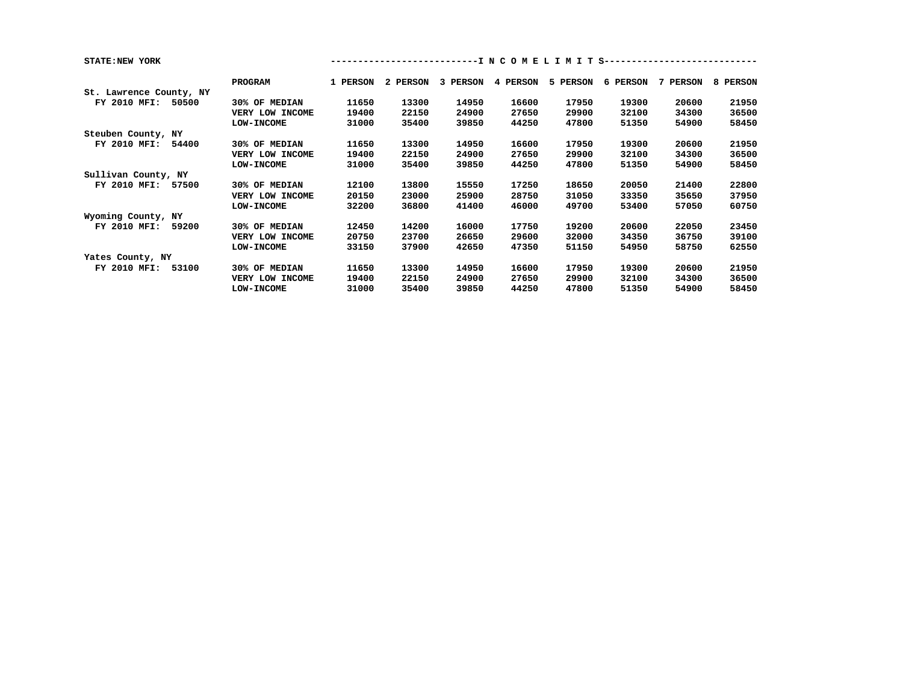STATE:NEW YORK

---------------------------I N C O M E L I M I T S----------------------------

| | PROGRAM | 1 PERSON | 2 PERSON | 3 PERSON | 4 PERSON | 5 PERSON | 6 PERSON | 7 PERSON | 8 PERSON |
|---|---|---|---|---|---|---|---|---|---|
| St. Lawrence County, NY | | | | | | | | | |
| FY 2010 MFI: 50500 | 30% OF MEDIAN | 11650 | 13300 | 14950 | 16600 | 17950 | 19300 | 20600 | 21950 |
| | VERY LOW INCOME | 19400 | 22150 | 24900 | 27650 | 29900 | 32100 | 34300 | 36500 |
| | LOW-INCOME | 31000 | 35400 | 39850 | 44250 | 47800 | 51350 | 54900 | 58450 |
| Steuben County, NY | | | | | | | | | |
| FY 2010 MFI: 54400 | 30% OF MEDIAN | 11650 | 13300 | 14950 | 16600 | 17950 | 19300 | 20600 | 21950 |
| | VERY LOW INCOME | 19400 | 22150 | 24900 | 27650 | 29900 | 32100 | 34300 | 36500 |
| | LOW-INCOME | 31000 | 35400 | 39850 | 44250 | 47800 | 51350 | 54900 | 58450 |
| Sullivan County, NY | | | | | | | | | |
| FY 2010 MFI: 57500 | 30% OF MEDIAN | 12100 | 13800 | 15550 | 17250 | 18650 | 20050 | 21400 | 22800 |
| | VERY LOW INCOME | 20150 | 23000 | 25900 | 28750 | 31050 | 33350 | 35650 | 37950 |
| | LOW-INCOME | 32200 | 36800 | 41400 | 46000 | 49700 | 53400 | 57050 | 60750 |
| Wyoming County, NY | | | | | | | | | |
| FY 2010 MFI: 59200 | 30% OF MEDIAN | 12450 | 14200 | 16000 | 17750 | 19200 | 20600 | 22050 | 23450 |
| | VERY LOW INCOME | 20750 | 23700 | 26650 | 29600 | 32000 | 34350 | 36750 | 39100 |
| | LOW-INCOME | 33150 | 37900 | 42650 | 47350 | 51150 | 54950 | 58750 | 62550 |
| Yates County, NY | | | | | | | | | |
| FY 2010 MFI: 53100 | 30% OF MEDIAN | 11650 | 13300 | 14950 | 16600 | 17950 | 19300 | 20600 | 21950 |
| | VERY LOW INCOME | 19400 | 22150 | 24900 | 27650 | 29900 | 32100 | 34300 | 36500 |
| | LOW-INCOME | 31000 | 35400 | 39850 | 44250 | 47800 | 51350 | 54900 | 58450 |